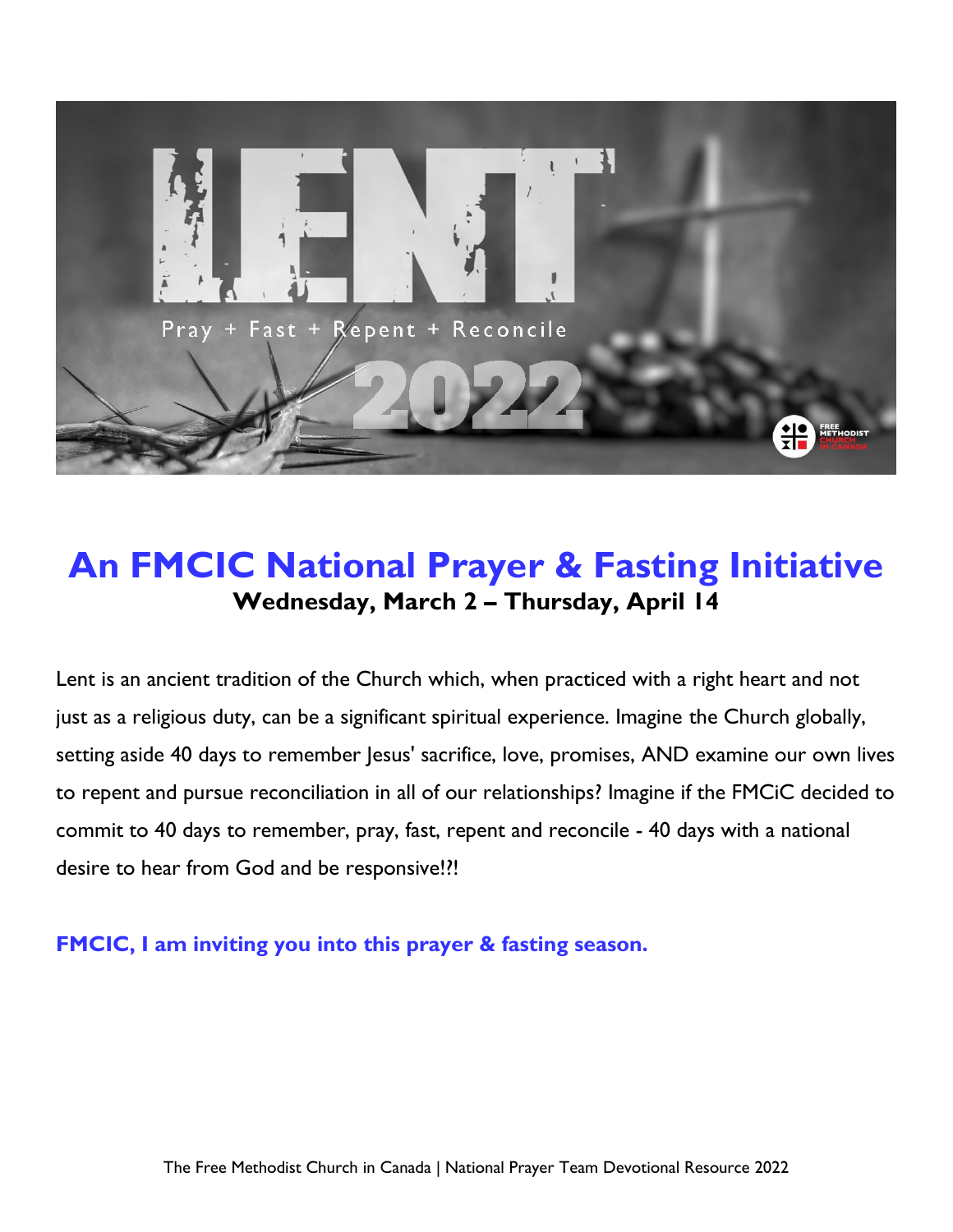# An FMCIC National Prayer & Fasting Initiative

**Wednesday, March 2 – Thursday, April 14**

Lent is an ancient tradition of the Church which, when practiced with a right heart and not just as a religious duty, can be a significant spiritual experience. Imagine the Church globally, setting aside 40 days to remember Jesus' sacrifice, love, promises, AND examine our own lives to repent and pursue reconciliation in all of our relationships? Imagine if the FMCiC decided to commit to 40 days to remember, pray, fast, repent and reconcile - 40 days with a national desire to hear from God and be responsive!?!

**FMCIC, I am inviting you into this prayer & fasting season.**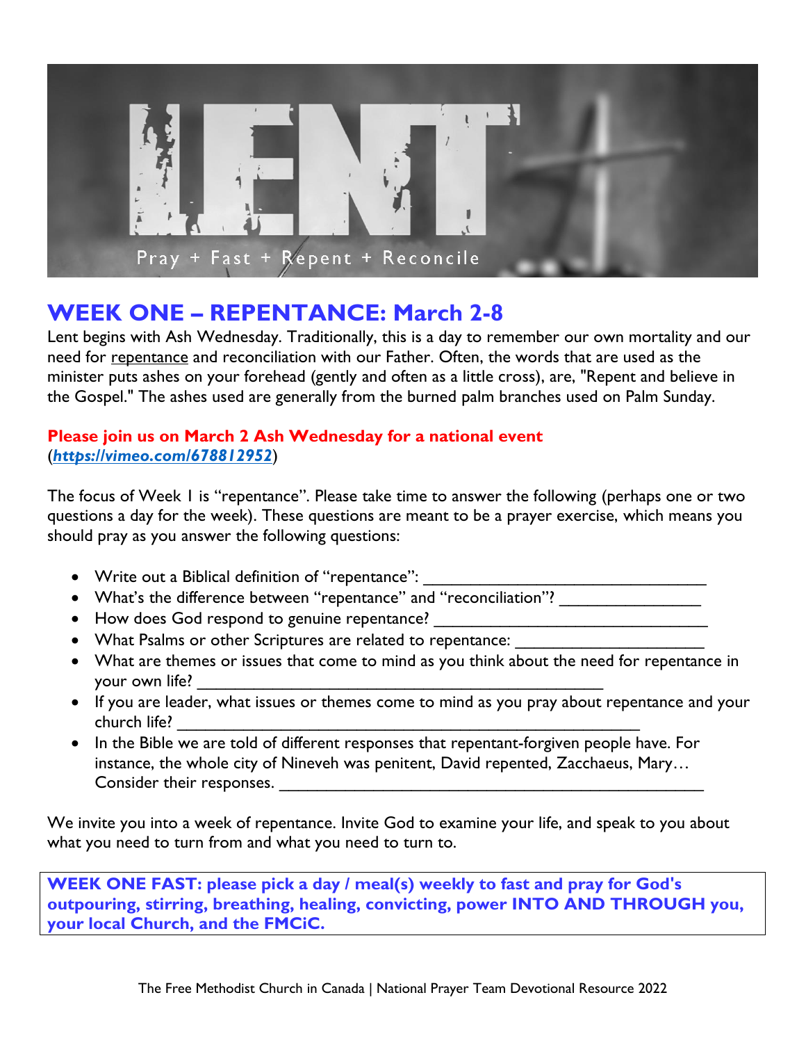LENT

Pray + Fast + Repent + Reconcile

## WEEK ONE – REPENTANCE: March 2-8

Lent begins with Ash Wednesday. Traditionally, this is a day to remember our own mortality and our need for repentance and reconciliation with our Father. Often, the words that are used as the minister puts ashes on your forehead (gently and often as a little cross), are, "Repent and believe in the Gospel." The ashes used are generally from the burned palm branches used on Palm Sunday.

**Please join us on March 2 Ash Wednesday for a national event** (***https://vimeo.com/678812952***)

The focus of Week 1 is "repentance". Please take time to answer the following (perhaps one or two questions a day for the week). These questions are meant to be a prayer exercise, which means you should pray as you answer the following questions:

- Write out a Biblical definition of "repentance": ________________________________
- What's the difference between "repentance" and "reconciliation"? _______________
- How does God respond to genuine repentance? ______________________________
- What Psalms or other Scriptures are related to repentance: ____________________
- What are themes or issues that come to mind as you think about the need for repentance in your own life? _____________________________________________
- If you are leader, what issues or themes come to mind as you pray about repentance and your church life? ___________________________________________________
- In the Bible we are told of different responses that repentant-forgiven people have. For instance, the whole city of Nineveh was penitent, David repented, Zacchaeus, Mary… Consider their responses. _______________________________________________

We invite you into a week of repentance. Invite God to examine your life, and speak to you about what you need to turn from and what you need to turn to.

**WEEK ONE FAST: please pick a day / meal(s) weekly to fast and pray for God's outpouring, stirring, breathing, healing, convicting, power INTO AND THROUGH you, your local Church, and the FMCiC.**

The Free Methodist Church in Canada | National Prayer Team Devotional Resource 2022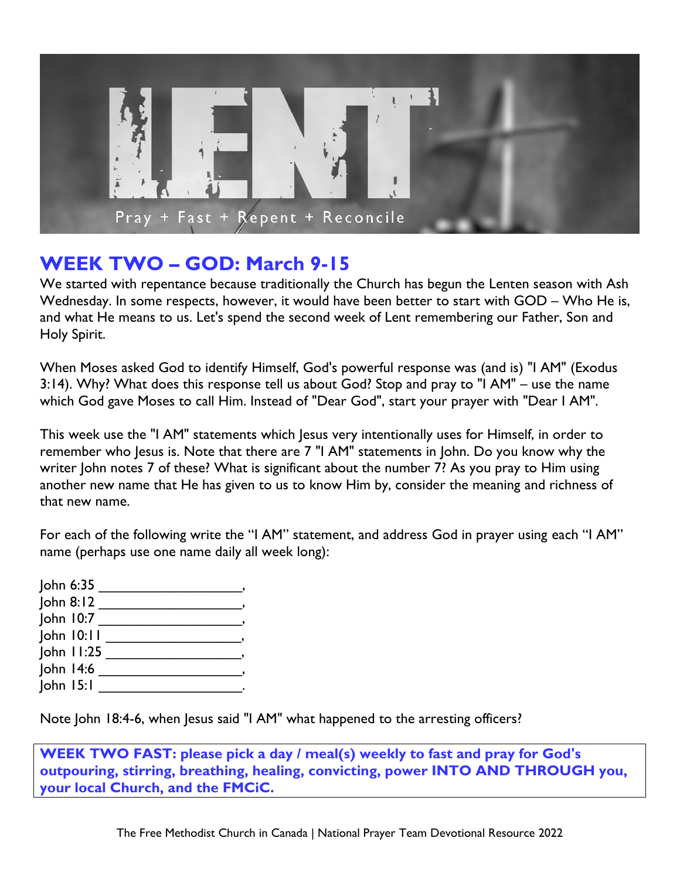# WEEK TWO – GOD: March 9-15

We started with repentance because traditionally the Church has begun the Lenten season with Ash Wednesday. In some respects, however, it would have been better to start with GOD – Who He is, and what He means to us. Let's spend the second week of Lent remembering our Father, Son and Holy Spirit.

When Moses asked God to identify Himself, God's powerful response was (and is) "I AM" (Exodus 3:14). Why? What does this response tell us about God? Stop and pray to "I AM" – use the name which God gave Moses to call Him. Instead of "Dear God", start your prayer with "Dear I AM".

This week use the "I AM" statements which Jesus very intentionally uses for Himself, in order to remember who Jesus is. Note that there are 7 "I AM" statements in John. Do you know why the writer John notes 7 of these? What is significant about the number 7? As you pray to Him using another new name that He has given to us to know Him by, consider the meaning and richness of that new name.

For each of the following write the "I AM" statement, and address God in prayer using each "I AM" name (perhaps use one name daily all week long):

John 6:35 ___________________,
John 8:12 ___________________,
John 10:7 ___________________,
John 10:11 ___________________,
John 11:25 ___________________,
John 14:6 ___________________,
John 15:1 ___________________.

Note John 18:4-6, when Jesus said "I AM" what happened to the arresting officers?

**WEEK TWO FAST: please pick a day / meal(s) weekly to fast and pray for God's outpouring, stirring, breathing, healing, convicting, power INTO AND THROUGH you, your local Church, and the FMCiC.**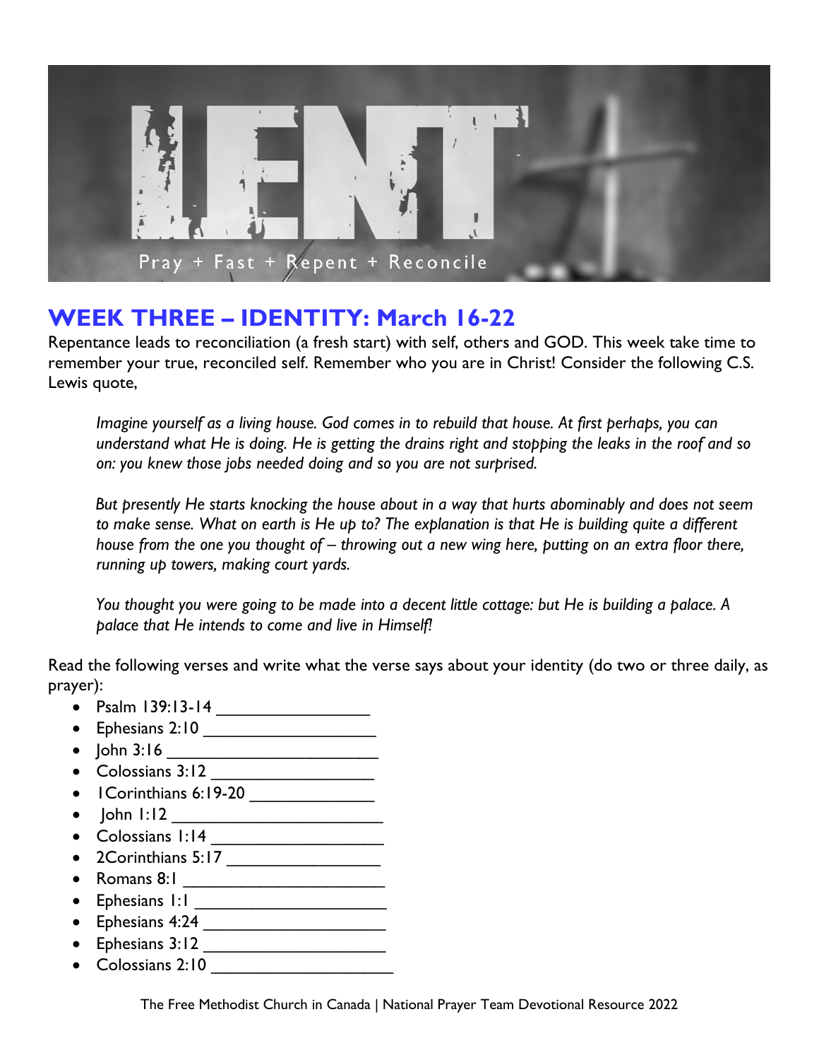# WEEK THREE – IDENTITY: March 16-22

Repentance leads to reconciliation (a fresh start) with self, others and GOD. This week take time to remember your true, reconciled self. Remember who you are in Christ! Consider the following C.S. Lewis quote,

> *Imagine yourself as a living house. God comes in to rebuild that house. At first perhaps, you can understand what He is doing. He is getting the drains right and stopping the leaks in the roof and so on: you knew those jobs needed doing and so you are not surprised.*
>
> *But presently He starts knocking the house about in a way that hurts abominably and does not seem to make sense. What on earth is He up to? The explanation is that He is building quite a different house from the one you thought of – throwing out a new wing here, putting on an extra floor there, running up towers, making court yards.*
>
> *You thought you were going to be made into a decent little cottage: but He is building a palace. A palace that He intends to come and live in Himself!*

Read the following verses and write what the verse says about your identity (do two or three daily, as prayer):

- Psalm 139:13-14 ________________
- Ephesians 2:10 ___________________
- John 3:16 ______________________
- Colossians 3:12 _________________
- 1Corinthians 6:19-20 _____________
- John 1:12 _______________________
- Colossians 1:14 __________________
- 2Corinthians 5:17 ________________
- Romans 8:1 ______________________
- Ephesians 1:1 _____________________
- Ephesians 4:24 ___________________
- Ephesians 3:12 ___________________
- Colossians 2:10 ___________________

The Free Methodist Church in Canada | National Prayer Team Devotional Resource 2022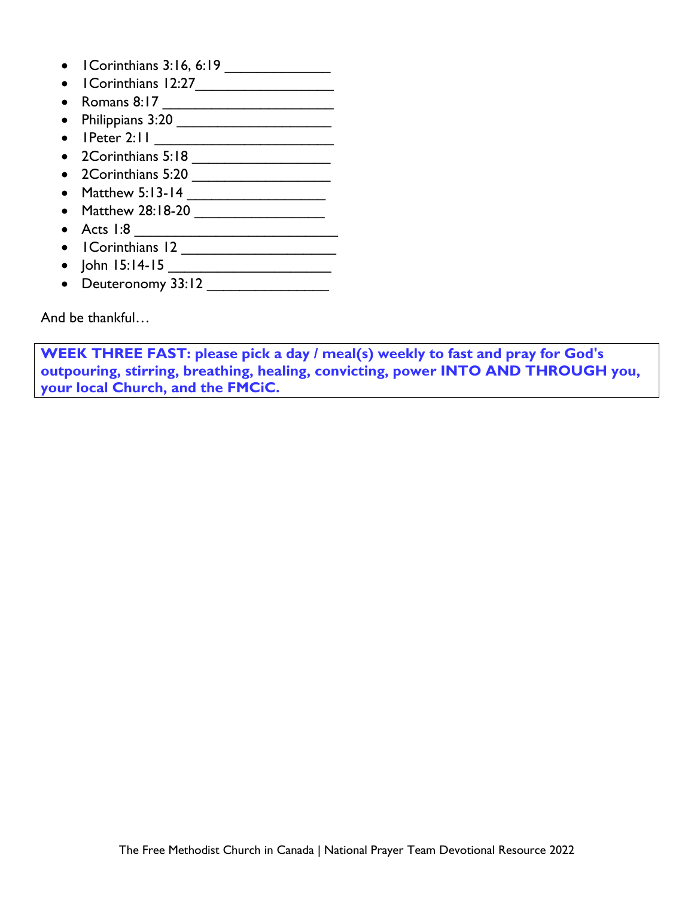- 1Corinthians 3:16, 6:19 ______________
- 1Corinthians 12:27__________________
- Romans 8:17 ______________________
- Philippians 3:20 ____________________
- 1Peter 2:11 _______________________
- 2Corinthians 5:18 __________________
- 2Corinthians 5:20 __________________
- Matthew 5:13-14 __________________
- Matthew 28:18-20 _________________
- Acts 1:8 __________________________
- 1Corinthians 12 ____________________
- John 15:14-15 _____________________
- Deuteronomy 33:12 ________________

And be thankful…

**WEEK THREE FAST: please pick a day / meal(s) weekly to fast and pray for God's outpouring, stirring, breathing, healing, convicting, power INTO AND THROUGH you, your local Church, and the FMCiC.**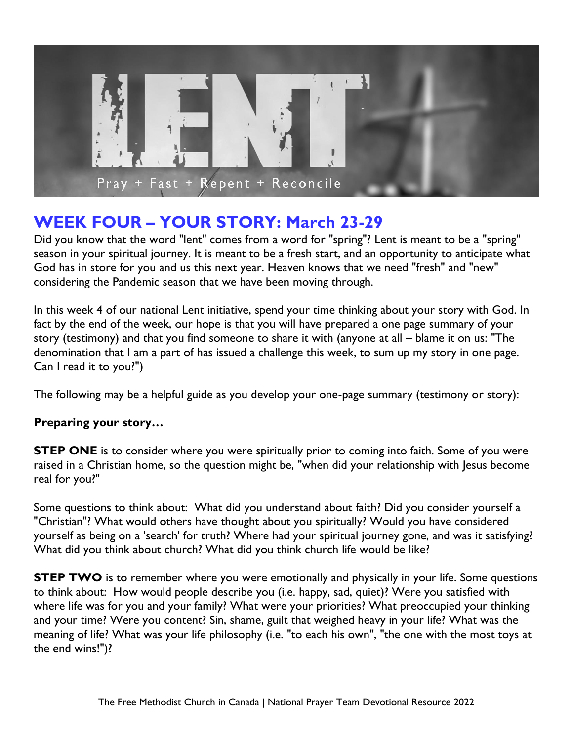## WEEK FOUR – YOUR STORY: March 23-29

Did you know that the word "lent" comes from a word for "spring"? Lent is meant to be a "spring" season in your spiritual journey. It is meant to be a fresh start, and an opportunity to anticipate what God has in store for you and us this next year. Heaven knows that we need "fresh" and "new" considering the Pandemic season that we have been moving through.

In this week 4 of our national Lent initiative, spend your time thinking about your story with God. In fact by the end of the week, our hope is that you will have prepared a one page summary of your story (testimony) and that you find someone to share it with (anyone at all – blame it on us: "The denomination that I am a part of has issued a challenge this week, to sum up my story in one page. Can I read it to you?")

The following may be a helpful guide as you develop your one-page summary (testimony or story):

**Preparing your story…**

**STEP ONE** is to consider where you were spiritually prior to coming into faith. Some of you were raised in a Christian home, so the question might be, "when did your relationship with Jesus become real for you?"

Some questions to think about: What did you understand about faith? Did you consider yourself a "Christian"? What would others have thought about you spiritually? Would you have considered yourself as being on a 'search' for truth? Where had your spiritual journey gone, and was it satisfying? What did you think about church? What did you think church life would be like?

**STEP TWO** is to remember where you were emotionally and physically in your life. Some questions to think about: How would people describe you (i.e. happy, sad, quiet)? Were you satisfied with where life was for you and your family? What were your priorities? What preoccupied your thinking and your time? Were you content? Sin, shame, guilt that weighed heavy in your life? What was the meaning of life? What was your life philosophy (i.e. "to each his own", "the one with the most toys at the end wins!")?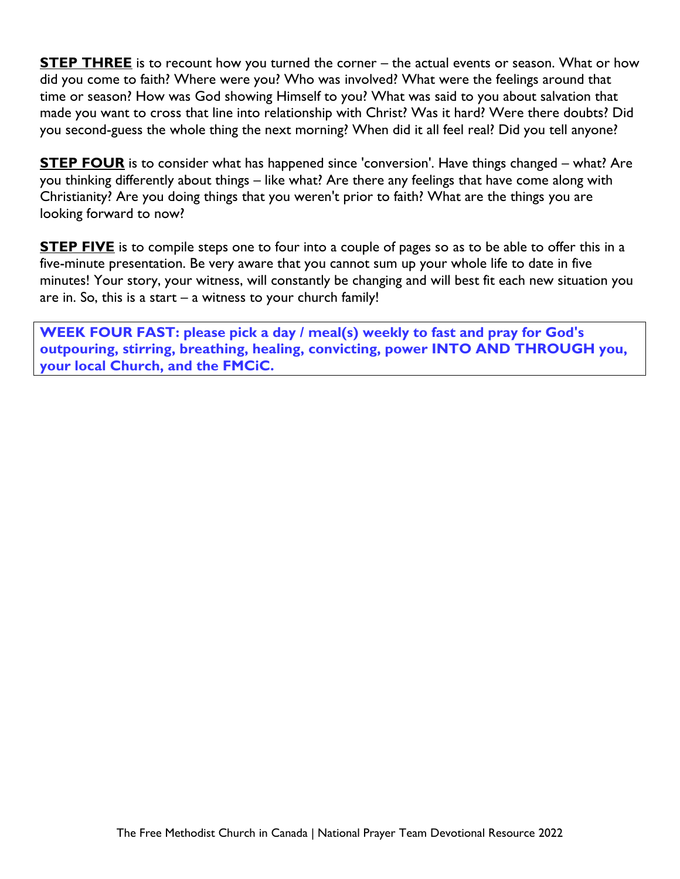**STEP THREE** is to recount how you turned the corner – the actual events or season. What or how did you come to faith? Where were you? Who was involved? What were the feelings around that time or season? How was God showing Himself to you? What was said to you about salvation that made you want to cross that line into relationship with Christ? Was it hard? Were there doubts? Did you second-guess the whole thing the next morning? When did it all feel real? Did you tell anyone?

**STEP FOUR** is to consider what has happened since 'conversion'. Have things changed – what? Are you thinking differently about things – like what? Are there any feelings that have come along with Christianity? Are you doing things that you weren't prior to faith? What are the things you are looking forward to now?

**STEP FIVE** is to compile steps one to four into a couple of pages so as to be able to offer this in a five-minute presentation. Be very aware that you cannot sum up your whole life to date in five minutes! Your story, your witness, will constantly be changing and will best fit each new situation you are in. So, this is a start – a witness to your church family!

**WEEK FOUR FAST: please pick a day / meal(s) weekly to fast and pray for God's outpouring, stirring, breathing, healing, convicting, power INTO AND THROUGH you, your local Church, and the FMCiC.**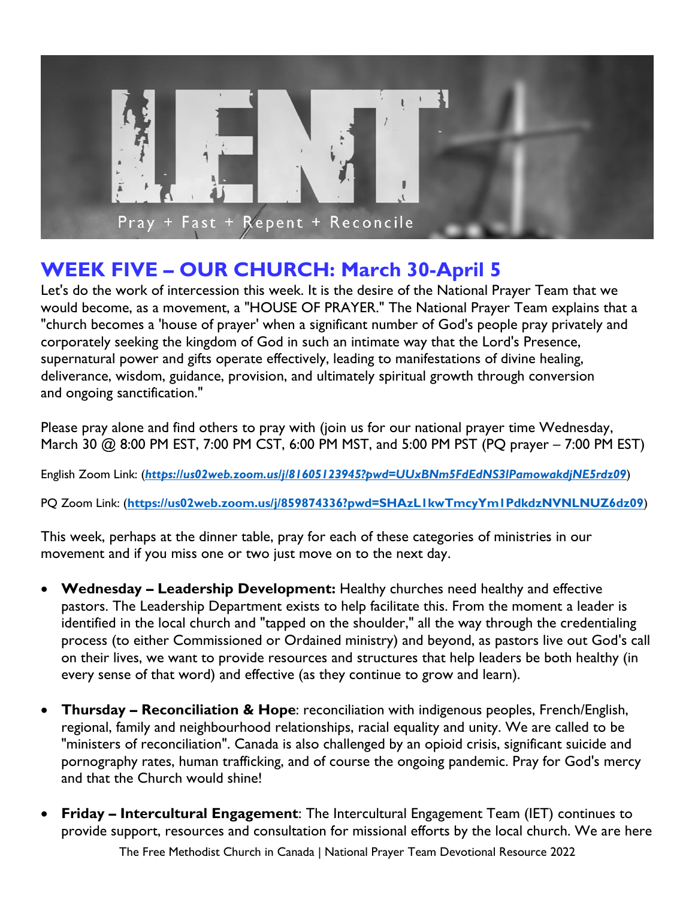## WEEK FIVE – OUR CHURCH: March 30-April 5

Let's do the work of intercession this week. It is the desire of the National Prayer Team that we would become, as a movement, a "HOUSE OF PRAYER." The National Prayer Team explains that a "church becomes a 'house of prayer' when a significant number of God's people pray privately and corporately seeking the kingdom of God in such an intimate way that the Lord's Presence, supernatural power and gifts operate effectively, leading to manifestations of divine healing, deliverance, wisdom, guidance, provision, and ultimately spiritual growth through conversion and ongoing sanctification."

Please pray alone and find others to pray with (join us for our national prayer time Wednesday, March 30 @ 8:00 PM EST, 7:00 PM CST, 6:00 PM MST, and 5:00 PM PST (PQ prayer – 7:00 PM EST)

English Zoom Link: (***https://us02web.zoom.us/j/81605123945?pwd=UUxBNm5FdEdNS3lPamowakdjNE5rdz09***)

PQ Zoom Link: (**https://us02web.zoom.us/j/859874336?pwd=SHAzL1kwTmcyYm1PdkdzNVNLNUZ6dz09**)

This week, perhaps at the dinner table, pray for each of these categories of ministries in our movement and if you miss one or two just move on to the next day.

- **Wednesday – Leadership Development:** Healthy churches need healthy and effective pastors. The Leadership Department exists to help facilitate this. From the moment a leader is identified in the local church and "tapped on the shoulder," all the way through the credentialing process (to either Commissioned or Ordained ministry) and beyond, as pastors live out God's call on their lives, we want to provide resources and structures that help leaders be both healthy (in every sense of that word) and effective (as they continue to grow and learn).

- **Thursday – Reconciliation & Hope**: reconciliation with indigenous peoples, French/English, regional, family and neighbourhood relationships, racial equality and unity. We are called to be "ministers of reconciliation". Canada is also challenged by an opioid crisis, significant suicide and pornography rates, human trafficking, and of course the ongoing pandemic. Pray for God's mercy and that the Church would shine!

- **Friday – Intercultural Engagement**: The Intercultural Engagement Team (IET) continues to provide support, resources and consultation for missional efforts by the local church. We are here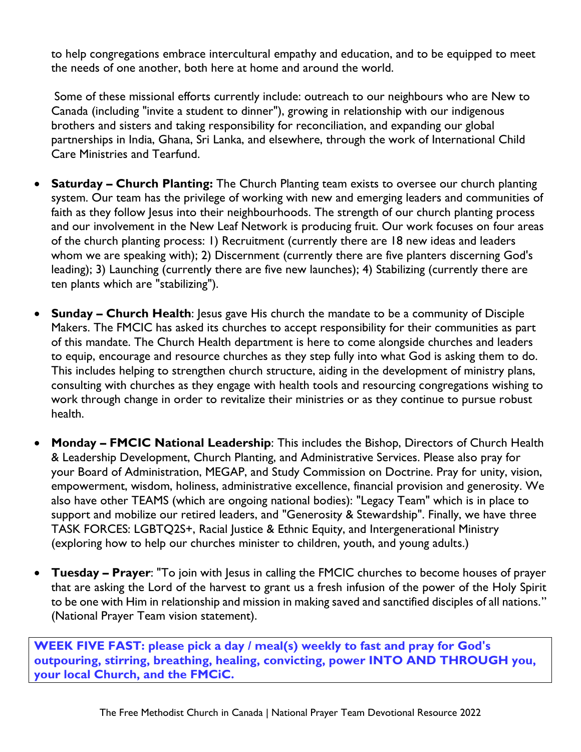to help congregations embrace intercultural empathy and education, and to be equipped to meet the needs of one another, both here at home and around the world.

Some of these missional efforts currently include: outreach to our neighbours who are New to Canada (including "invite a student to dinner"), growing in relationship with our indigenous brothers and sisters and taking responsibility for reconciliation, and expanding our global partnerships in India, Ghana, Sri Lanka, and elsewhere, through the work of International Child Care Ministries and Tearfund.

- **Saturday – Church Planting:** The Church Planting team exists to oversee our church planting system. Our team has the privilege of working with new and emerging leaders and communities of faith as they follow Jesus into their neighbourhoods. The strength of our church planting process and our involvement in the New Leaf Network is producing fruit. Our work focuses on four areas of the church planting process: 1) Recruitment (currently there are 18 new ideas and leaders whom we are speaking with); 2) Discernment (currently there are five planters discerning God's leading); 3) Launching (currently there are five new launches); 4) Stabilizing (currently there are ten plants which are "stabilizing").

- **Sunday – Church Health**: Jesus gave His church the mandate to be a community of Disciple Makers. The FMCIC has asked its churches to accept responsibility for their communities as part of this mandate. The Church Health department is here to come alongside churches and leaders to equip, encourage and resource churches as they step fully into what God is asking them to do. This includes helping to strengthen church structure, aiding in the development of ministry plans, consulting with churches as they engage with health tools and resourcing congregations wishing to work through change in order to revitalize their ministries or as they continue to pursue robust health.

- **Monday – FMCIC National Leadership**: This includes the Bishop, Directors of Church Health & Leadership Development, Church Planting, and Administrative Services. Please also pray for your Board of Administration, MEGAP, and Study Commission on Doctrine. Pray for unity, vision, empowerment, wisdom, holiness, administrative excellence, financial provision and generosity. We also have other TEAMS (which are ongoing national bodies): "Legacy Team" which is in place to support and mobilize our retired leaders, and "Generosity & Stewardship". Finally, we have three TASK FORCES: LGBTQ2S+, Racial Justice & Ethnic Equity, and Intergenerational Ministry (exploring how to help our churches minister to children, youth, and young adults.)

- **Tuesday – Prayer**: "To join with Jesus in calling the FMCIC churches to become houses of prayer that are asking the Lord of the harvest to grant us a fresh infusion of the power of the Holy Spirit to be one with Him in relationship and mission in making saved and sanctified disciples of all nations." (National Prayer Team vision statement).

**WEEK FIVE FAST: please pick a day / meal(s) weekly to fast and pray for God's outpouring, stirring, breathing, healing, convicting, power INTO AND THROUGH you, your local Church, and the FMCiC.**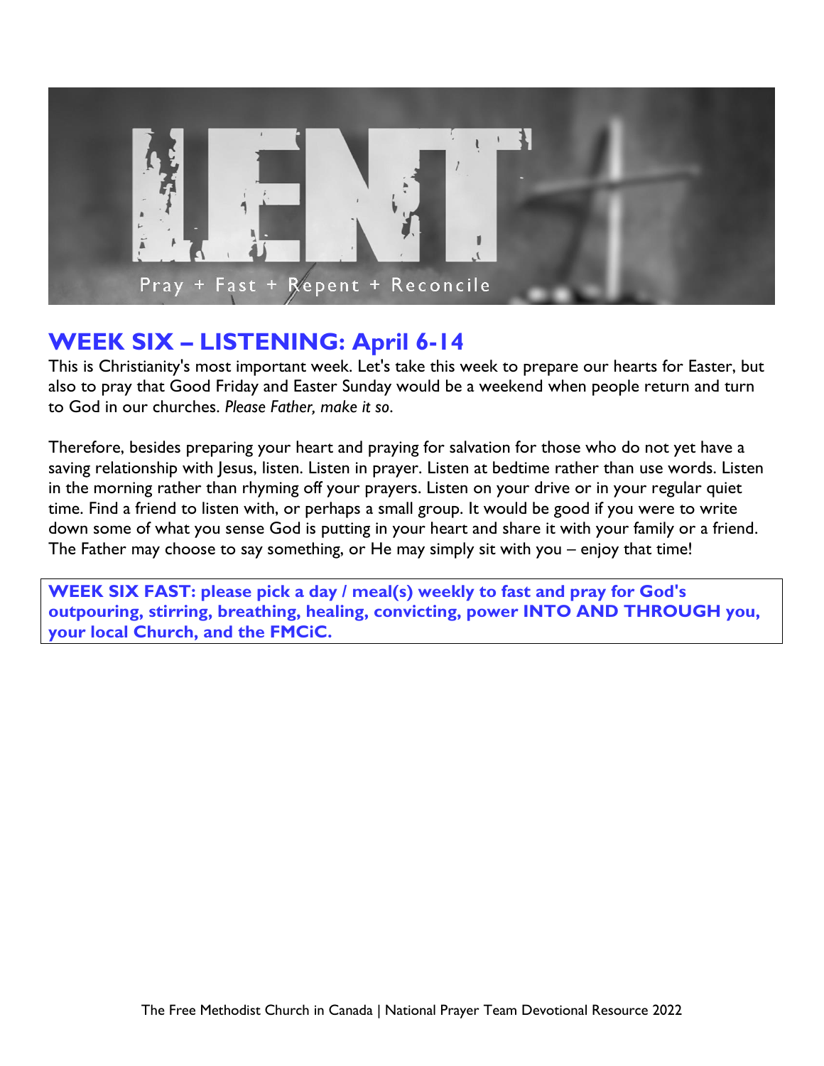## WEEK SIX – LISTENING: April 6-14

This is Christianity's most important week. Let's take this week to prepare our hearts for Easter, but also to pray that Good Friday and Easter Sunday would be a weekend when people return and turn to God in our churches. *Please Father, make it so*.

Therefore, besides preparing your heart and praying for salvation for those who do not yet have a saving relationship with Jesus, listen. Listen in prayer. Listen at bedtime rather than use words. Listen in the morning rather than rhyming off your prayers. Listen on your drive or in your regular quiet time. Find a friend to listen with, or perhaps a small group. It would be good if you were to write down some of what you sense God is putting in your heart and share it with your family or a friend. The Father may choose to say something, or He may simply sit with you – enjoy that time!

**WEEK SIX FAST: please pick a day / meal(s) weekly to fast and pray for God's outpouring, stirring, breathing, healing, convicting, power INTO AND THROUGH you, your local Church, and the FMCiC.**